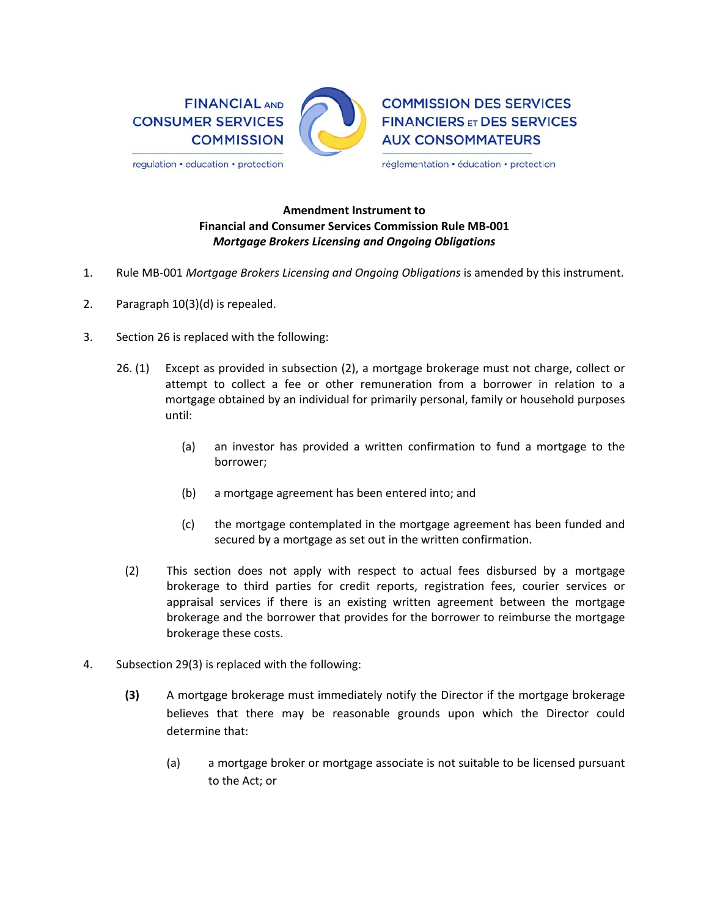FINANCIAL AND CONSUMER SERVICES COMMISSION
regulation • education • protection

COMMISSION DES SERVICES FINANCIERS ET DES SERVICES AUX CONSOMMATEURS
réglementation • éducation • protection

**Amendment Instrument to**
**Financial and Consumer Services Commission Rule MB-001**
***Mortgage Brokers Licensing and Ongoing Obligations***

1. Rule MB-001 *Mortgage Brokers Licensing and Ongoing Obligations* is amended by this instrument.

2. Paragraph 10(3)(d) is repealed.

3. Section 26 is replaced with the following:

   26. (1) Except as provided in subsection (2), a mortgage brokerage must not charge, collect or attempt to collect a fee or other remuneration from a borrower in relation to a mortgage obtained by an individual for primarily personal, family or household purposes until:

      (a) an investor has provided a written confirmation to fund a mortgage to the borrower;

      (b) a mortgage agreement has been entered into; and

      (c) the mortgage contemplated in the mortgage agreement has been funded and secured by a mortgage as set out in the written confirmation.

   (2) This section does not apply with respect to actual fees disbursed by a mortgage brokerage to third parties for credit reports, registration fees, courier services or appraisal services if there is an existing written agreement between the mortgage brokerage and the borrower that provides for the borrower to reimburse the mortgage brokerage these costs.

4. Subsection 29(3) is replaced with the following:

   **(3)** A mortgage brokerage must immediately notify the Director if the mortgage brokerage believes that there may be reasonable grounds upon which the Director could determine that:

      (a) a mortgage broker or mortgage associate is not suitable to be licensed pursuant to the Act; or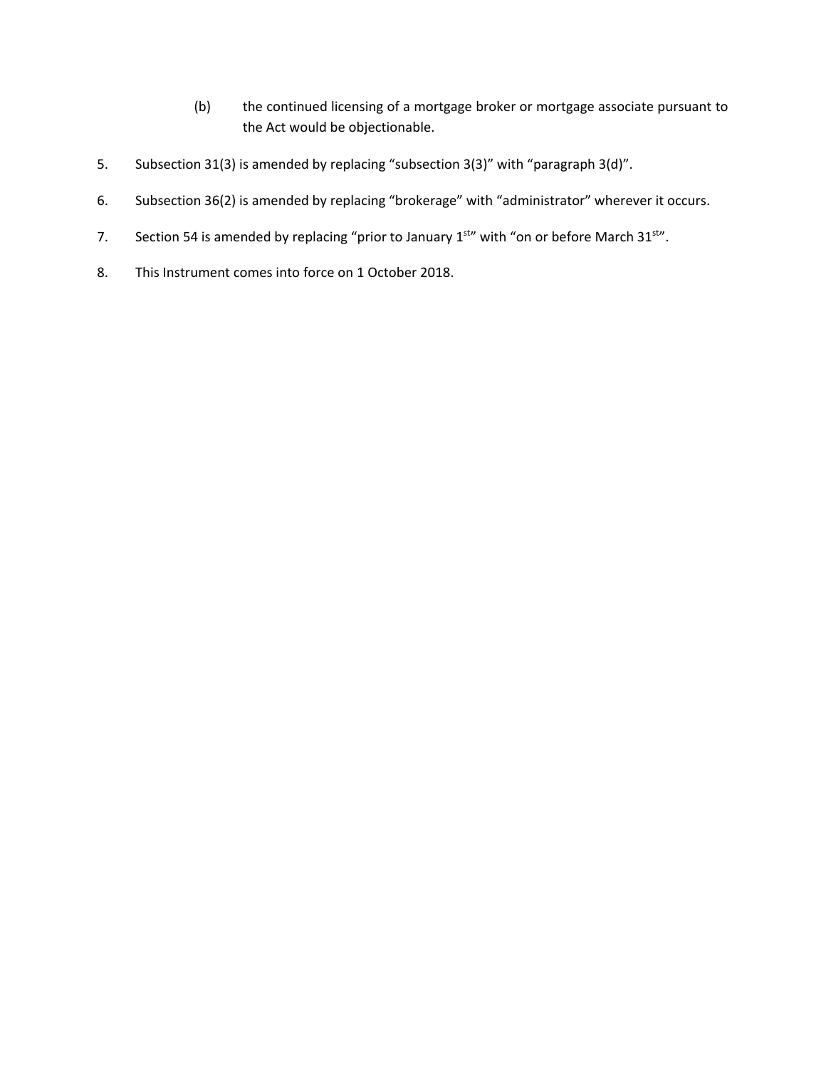(b) the continued licensing of a mortgage broker or mortgage associate pursuant to the Act would be objectionable.

5. Subsection 31(3) is amended by replacing “subsection 3(3)” with “paragraph 3(d)”.

6. Subsection 36(2) is amended by replacing “brokerage” with “administrator” wherever it occurs.

7. Section 54 is amended by replacing “prior to January 1st” with “on or before March 31st”.

8. This Instrument comes into force on 1 October 2018.